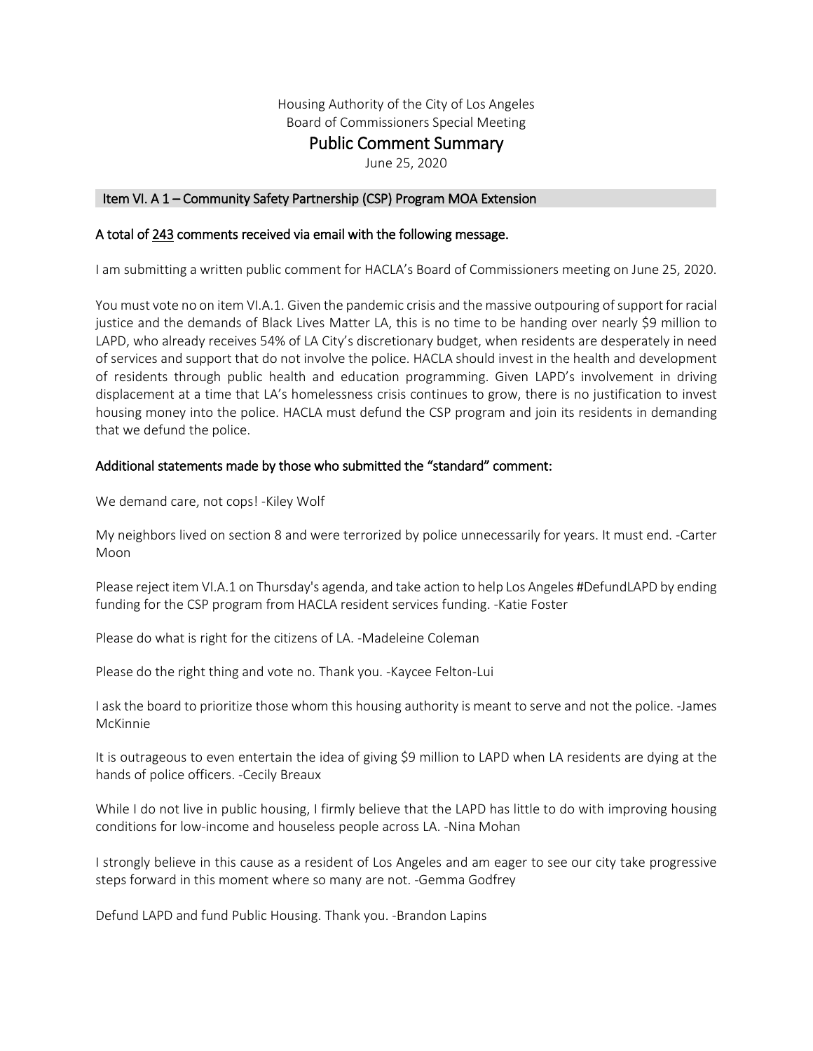Housing Authority of the City of Los Angeles
Board of Commissioners Special Meeting

# Public Comment Summary

June 25, 2020

## Item VI. A 1 – Community Safety Partnership (CSP) Program MOA Extension

### A total of 243 comments received via email with the following message.

I am submitting a written public comment for HACLA's Board of Commissioners meeting on June 25, 2020.

You must vote no on item VI.A.1. Given the pandemic crisis and the massive outpouring of support for racial justice and the demands of Black Lives Matter LA, this is no time to be handing over nearly $9 million to LAPD, who already receives 54% of LA City's discretionary budget, when residents are desperately in need of services and support that do not involve the police. HACLA should invest in the health and development of residents through public health and education programming. Given LAPD's involvement in driving displacement at a time that LA's homelessness crisis continues to grow, there is no justification to invest housing money into the police. HACLA must defund the CSP program and join its residents in demanding that we defund the police.

### Additional statements made by those who submitted the "standard" comment:

We demand care, not cops! -Kiley Wolf

My neighbors lived on section 8 and were terrorized by police unnecessarily for years. It must end. -Carter Moon

Please reject item VI.A.1 on Thursday's agenda, and take action to help Los Angeles #DefundLAPD by ending funding for the CSP program from HACLA resident services funding. -Katie Foster

Please do what is right for the citizens of LA. -Madeleine Coleman

Please do the right thing and vote no. Thank you. -Kaycee Felton-Lui

I ask the board to prioritize those whom this housing authority is meant to serve and not the police. -James McKinnie

It is outrageous to even entertain the idea of giving $9 million to LAPD when LA residents are dying at the hands of police officers. -Cecily Breaux

While I do not live in public housing, I firmly believe that the LAPD has little to do with improving housing conditions for low-income and houseless people across LA. -Nina Mohan

I strongly believe in this cause as a resident of Los Angeles and am eager to see our city take progressive steps forward in this moment where so many are not. -Gemma Godfrey

Defund LAPD and fund Public Housing. Thank you. -Brandon Lapins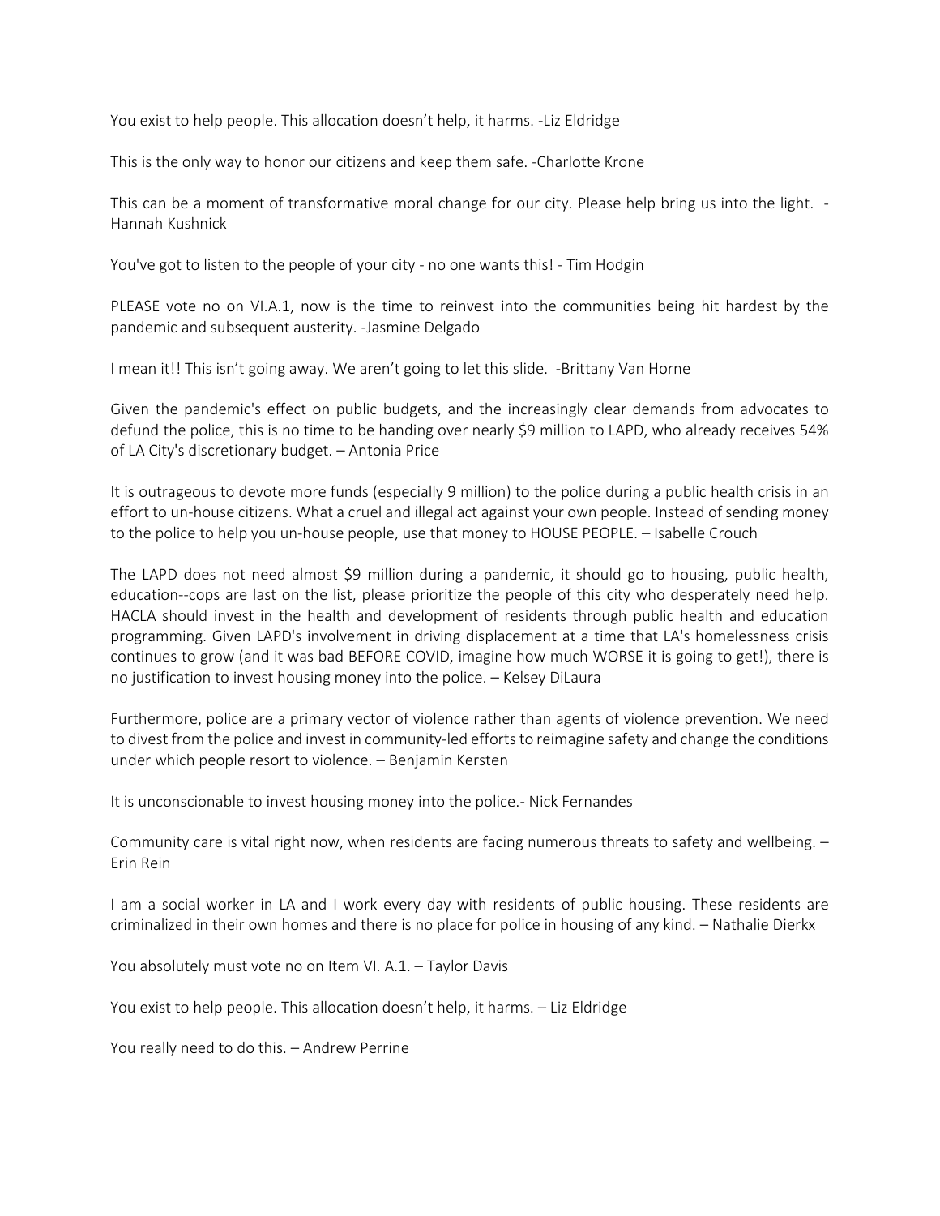You exist to help people. This allocation doesn't help, it harms. -Liz Eldridge

This is the only way to honor our citizens and keep them safe. -Charlotte Krone

This can be a moment of transformative moral change for our city. Please help bring us into the light. -Hannah Kushnick

You've got to listen to the people of your city - no one wants this! - Tim Hodgin

PLEASE vote no on VI.A.1, now is the time to reinvest into the communities being hit hardest by the pandemic and subsequent austerity. -Jasmine Delgado

I mean it!! This isn't going away. We aren't going to let this slide. -Brittany Van Horne

Given the pandemic's effect on public budgets, and the increasingly clear demands from advocates to defund the police, this is no time to be handing over nearly $9 million to LAPD, who already receives 54% of LA City's discretionary budget. – Antonia Price

It is outrageous to devote more funds (especially 9 million) to the police during a public health crisis in an effort to un-house citizens. What a cruel and illegal act against your own people. Instead of sending money to the police to help you un-house people, use that money to HOUSE PEOPLE. – Isabelle Crouch

The LAPD does not need almost $9 million during a pandemic, it should go to housing, public health, education--cops are last on the list, please prioritize the people of this city who desperately need help. HACLA should invest in the health and development of residents through public health and education programming. Given LAPD's involvement in driving displacement at a time that LA's homelessness crisis continues to grow (and it was bad BEFORE COVID, imagine how much WORSE it is going to get!), there is no justification to invest housing money into the police. – Kelsey DiLaura

Furthermore, police are a primary vector of violence rather than agents of violence prevention. We need to divest from the police and invest in community-led efforts to reimagine safety and change the conditions under which people resort to violence. – Benjamin Kersten

It is unconscionable to invest housing money into the police.- Nick Fernandes

Community care is vital right now, when residents are facing numerous threats to safety and wellbeing. – Erin Rein

I am a social worker in LA and I work every day with residents of public housing. These residents are criminalized in their own homes and there is no place for police in housing of any kind. – Nathalie Dierkx

You absolutely must vote no on Item VI. A.1. – Taylor Davis

You exist to help people. This allocation doesn't help, it harms. – Liz Eldridge

You really need to do this. – Andrew Perrine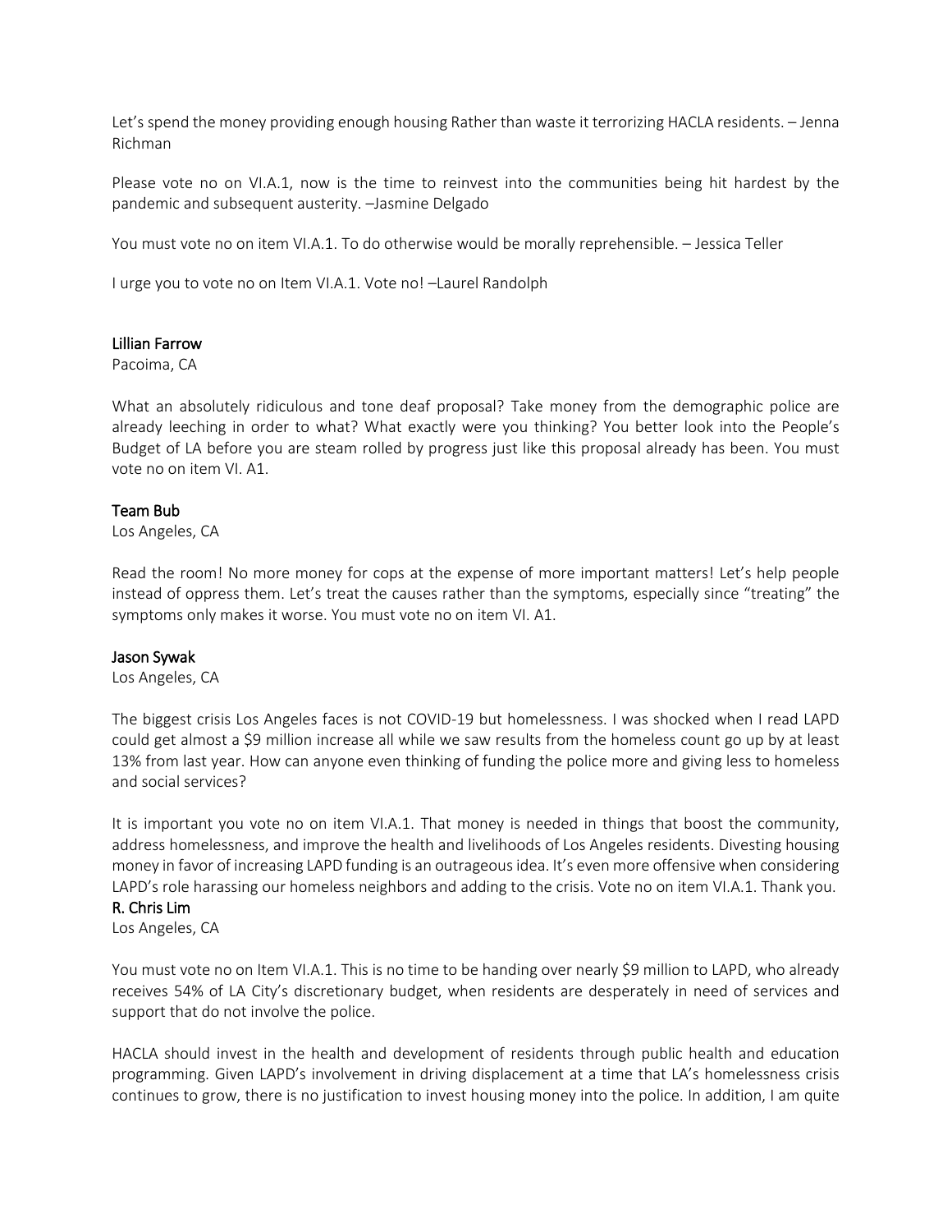Let's spend the money providing enough housing Rather than waste it terrorizing HACLA residents. – Jenna Richman

Please vote no on VI.A.1, now is the time to reinvest into the communities being hit hardest by the pandemic and subsequent austerity. –Jasmine Delgado

You must vote no on item VI.A.1. To do otherwise would be morally reprehensible. – Jessica Teller

I urge you to vote no on Item VI.A.1. Vote no! –Laurel Randolph

Lillian Farrow
Pacoima, CA

What an absolutely ridiculous and tone deaf proposal? Take money from the demographic police are already leeching in order to what? What exactly were you thinking? You better look into the People's Budget of LA before you are steam rolled by progress just like this proposal already has been. You must vote no on item VI. A1.

Team Bub
Los Angeles, CA

Read the room! No more money for cops at the expense of more important matters! Let's help people instead of oppress them. Let's treat the causes rather than the symptoms, especially since "treating" the symptoms only makes it worse. You must vote no on item VI. A1.

Jason Sywak
Los Angeles, CA

The biggest crisis Los Angeles faces is not COVID-19 but homelessness. I was shocked when I read LAPD could get almost a $9 million increase all while we saw results from the homeless count go up by at least 13% from last year. How can anyone even thinking of funding the police more and giving less to homeless and social services?

It is important you vote no on item VI.A.1. That money is needed in things that boost the community, address homelessness, and improve the health and livelihoods of Los Angeles residents. Divesting housing money in favor of increasing LAPD funding is an outrageous idea. It's even more offensive when considering LAPD's role harassing our homeless neighbors and adding to the crisis. Vote no on item VI.A.1. Thank you.

R. Chris Lim
Los Angeles, CA

You must vote no on Item VI.A.1. This is no time to be handing over nearly $9 million to LAPD, who already receives 54% of LA City's discretionary budget, when residents are desperately in need of services and support that do not involve the police.

HACLA should invest in the health and development of residents through public health and education programming. Given LAPD's involvement in driving displacement at a time that LA's homelessness crisis continues to grow, there is no justification to invest housing money into the police. In addition, I am quite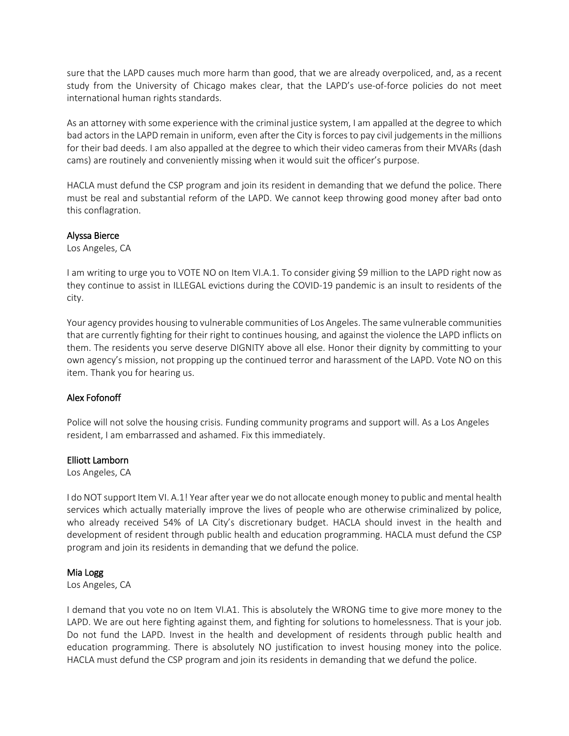sure that the LAPD causes much more harm than good, that we are already overpoliced, and, as a recent study from the University of Chicago makes clear, that the LAPD's use-of-force policies do not meet international human rights standards.

As an attorney with some experience with the criminal justice system, I am appalled at the degree to which bad actors in the LAPD remain in uniform, even after the City is forces to pay civil judgements in the millions for their bad deeds. I am also appalled at the degree to which their video cameras from their MVARs (dash cams) are routinely and conveniently missing when it would suit the officer's purpose.

HACLA must defund the CSP program and join its resident in demanding that we defund the police. There must be real and substantial reform of the LAPD. We cannot keep throwing good money after bad onto this conflagration.

Alyssa Bierce
Los Angeles, CA

I am writing to urge you to VOTE NO on Item VI.A.1. To consider giving $9 million to the LAPD right now as they continue to assist in ILLEGAL evictions during the COVID-19 pandemic is an insult to residents of the city.

Your agency provides housing to vulnerable communities of Los Angeles. The same vulnerable communities that are currently fighting for their right to continues housing, and against the violence the LAPD inflicts on them. The residents you serve deserve DIGNITY above all else. Honor their dignity by committing to your own agency's mission, not propping up the continued terror and harassment of the LAPD. Vote NO on this item. Thank you for hearing us.

Alex Fofonoff

Police will not solve the housing crisis. Funding community programs and support will. As a Los Angeles resident, I am embarrassed and ashamed. Fix this immediately.

Elliott Lamborn
Los Angeles, CA

I do NOT support Item VI. A.1! Year after year we do not allocate enough money to public and mental health services which actually materially improve the lives of people who are otherwise criminalized by police, who already received 54% of LA City's discretionary budget. HACLA should invest in the health and development of resident through public health and education programming. HACLA must defund the CSP program and join its residents in demanding that we defund the police.

Mia Logg
Los Angeles, CA

I demand that you vote no on Item VI.A1. This is absolutely the WRONG time to give more money to the LAPD. We are out here fighting against them, and fighting for solutions to homelessness. That is your job. Do not fund the LAPD. Invest in the health and development of residents through public health and education programming. There is absolutely NO justification to invest housing money into the police. HACLA must defund the CSP program and join its residents in demanding that we defund the police.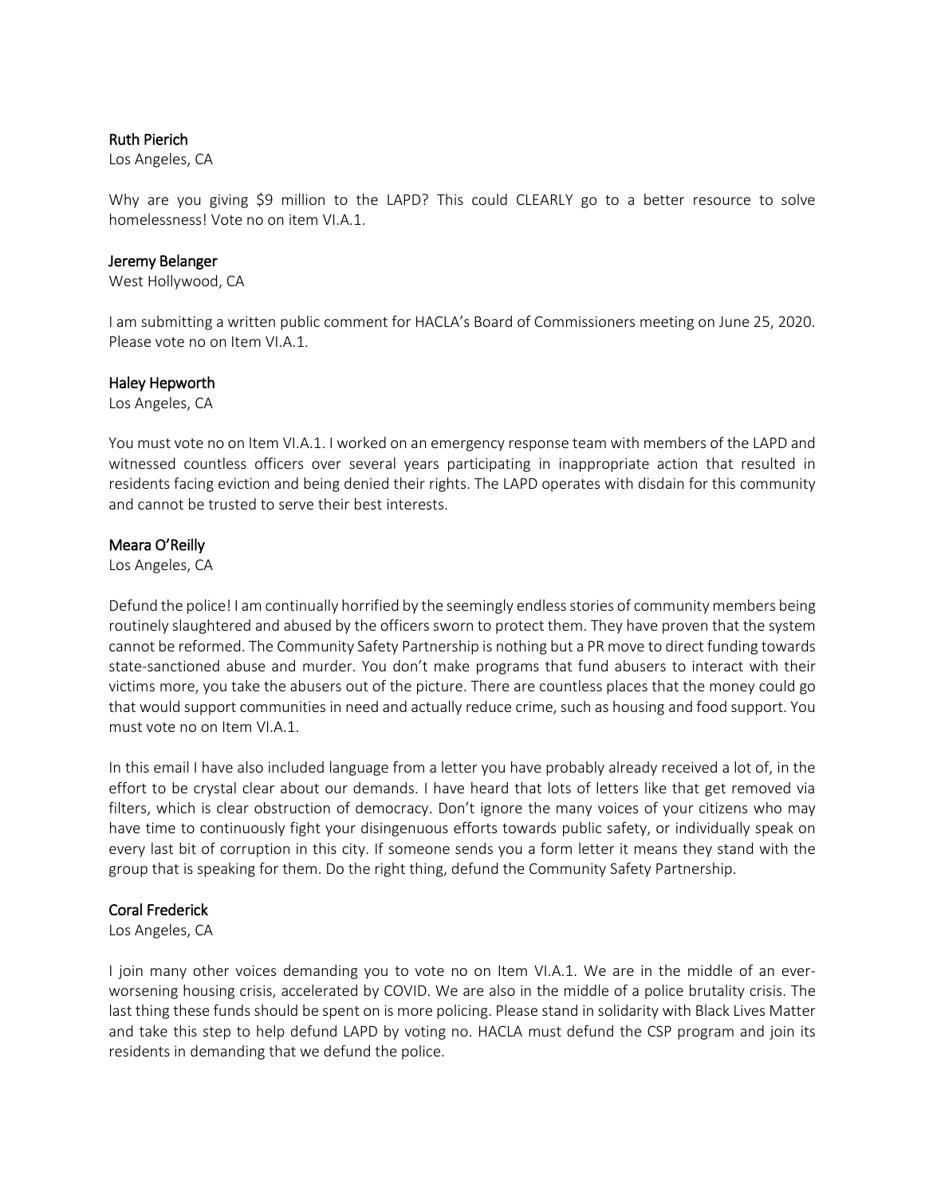Ruth Pierich
Los Angeles, CA

Why are you giving $9 million to the LAPD? This could CLEARLY go to a better resource to solve homelessness! Vote no on item VI.A.1.

Jeremy Belanger
West Hollywood, CA

I am submitting a written public comment for HACLA's Board of Commissioners meeting on June 25, 2020. Please vote no on Item VI.A.1.

Haley Hepworth
Los Angeles, CA

You must vote no on Item VI.A.1. I worked on an emergency response team with members of the LAPD and witnessed countless officers over several years participating in inappropriate action that resulted in residents facing eviction and being denied their rights. The LAPD operates with disdain for this community and cannot be trusted to serve their best interests.

Meara O'Reilly
Los Angeles, CA

Defund the police! I am continually horrified by the seemingly endless stories of community members being routinely slaughtered and abused by the officers sworn to protect them. They have proven that the system cannot be reformed. The Community Safety Partnership is nothing but a PR move to direct funding towards state-sanctioned abuse and murder. You don't make programs that fund abusers to interact with their victims more, you take the abusers out of the picture. There are countless places that the money could go that would support communities in need and actually reduce crime, such as housing and food support. You must vote no on Item VI.A.1.

In this email I have also included language from a letter you have probably already received a lot of, in the effort to be crystal clear about our demands. I have heard that lots of letters like that get removed via filters, which is clear obstruction of democracy. Don't ignore the many voices of your citizens who may have time to continuously fight your disingenuous efforts towards public safety, or individually speak on every last bit of corruption in this city. If someone sends you a form letter it means they stand with the group that is speaking for them. Do the right thing, defund the Community Safety Partnership.

Coral Frederick
Los Angeles, CA

I join many other voices demanding you to vote no on Item VI.A.1. We are in the middle of an ever-worsening housing crisis, accelerated by COVID. We are also in the middle of a police brutality crisis. The last thing these funds should be spent on is more policing. Please stand in solidarity with Black Lives Matter and take this step to help defund LAPD by voting no. HACLA must defund the CSP program and join its residents in demanding that we defund the police.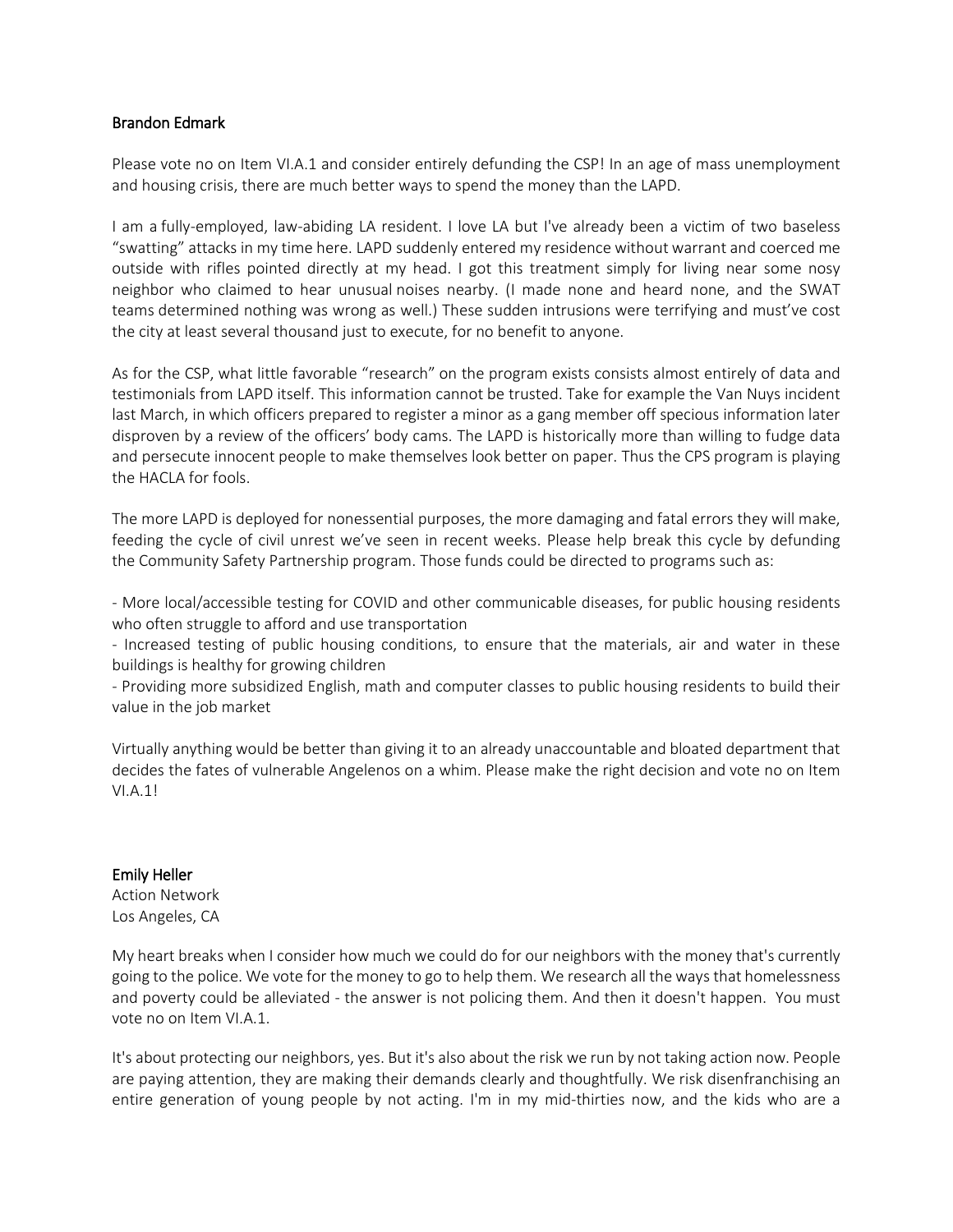Brandon Edmark

Please vote no on Item VI.A.1 and consider entirely defunding the CSP! In an age of mass unemployment and housing crisis, there are much better ways to spend the money than the LAPD.

I am a fully-employed, law-abiding LA resident. I love LA but I've already been a victim of two baseless "swatting" attacks in my time here. LAPD suddenly entered my residence without warrant and coerced me outside with rifles pointed directly at my head. I got this treatment simply for living near some nosy neighbor who claimed to hear unusual noises nearby. (I made none and heard none, and the SWAT teams determined nothing was wrong as well.) These sudden intrusions were terrifying and must've cost the city at least several thousand just to execute, for no benefit to anyone.

As for the CSP, what little favorable "research" on the program exists consists almost entirely of data and testimonials from LAPD itself. This information cannot be trusted. Take for example the Van Nuys incident last March, in which officers prepared to register a minor as a gang member off specious information later disproven by a review of the officers' body cams. The LAPD is historically more than willing to fudge data and persecute innocent people to make themselves look better on paper. Thus the CPS program is playing the HACLA for fools.

The more LAPD is deployed for nonessential purposes, the more damaging and fatal errors they will make, feeding the cycle of civil unrest we've seen in recent weeks. Please help break this cycle by defunding the Community Safety Partnership program. Those funds could be directed to programs such as:

- More local/accessible testing for COVID and other communicable diseases, for public housing residents who often struggle to afford and use transportation
- Increased testing of public housing conditions, to ensure that the materials, air and water in these buildings is healthy for growing children
- Providing more subsidized English, math and computer classes to public housing residents to build their value in the job market

Virtually anything would be better than giving it to an already unaccountable and bloated department that decides the fates of vulnerable Angelenos on a whim. Please make the right decision and vote no on Item VI.A.1!

Emily Heller
Action Network
Los Angeles, CA

My heart breaks when I consider how much we could do for our neighbors with the money that's currently going to the police. We vote for the money to go to help them. We research all the ways that homelessness and poverty could be alleviated - the answer is not policing them. And then it doesn't happen. You must vote no on Item VI.A.1.

It's about protecting our neighbors, yes. But it's also about the risk we run by not taking action now. People are paying attention, they are making their demands clearly and thoughtfully. We risk disenfranchising an entire generation of young people by not acting. I'm in my mid-thirties now, and the kids who are a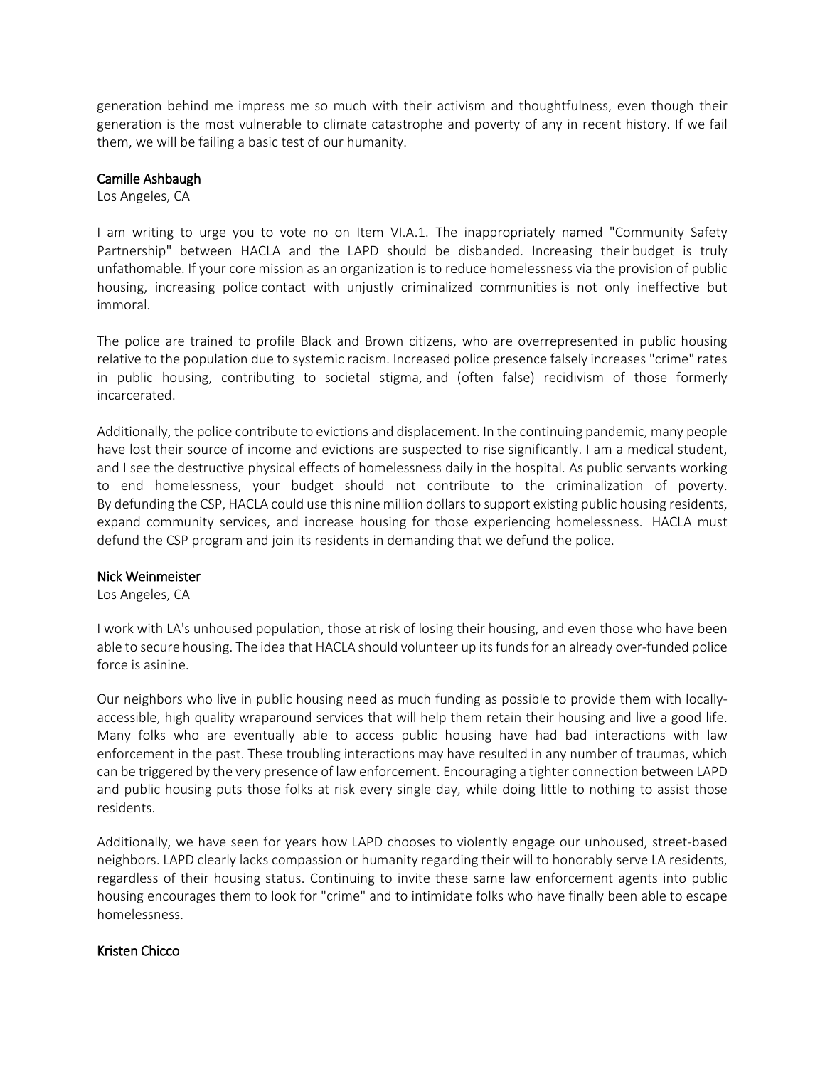generation behind me impress me so much with their activism and thoughtfulness, even though their generation is the most vulnerable to climate catastrophe and poverty of any in recent history. If we fail them, we will be failing a basic test of our humanity.

Camille Ashbaugh
Los Angeles, CA

I am writing to urge you to vote no on Item VI.A.1. The inappropriately named "Community Safety Partnership" between HACLA and the LAPD should be disbanded. Increasing their budget is truly unfathomable. If your core mission as an organization is to reduce homelessness via the provision of public housing, increasing police contact with unjustly criminalized communities is not only ineffective but immoral.

The police are trained to profile Black and Brown citizens, who are overrepresented in public housing relative to the population due to systemic racism. Increased police presence falsely increases "crime" rates in public housing, contributing to societal stigma, and (often false) recidivism of those formerly incarcerated.

Additionally, the police contribute to evictions and displacement. In the continuing pandemic, many people have lost their source of income and evictions are suspected to rise significantly. I am a medical student, and I see the destructive physical effects of homelessness daily in the hospital. As public servants working to end homelessness, your budget should not contribute to the criminalization of poverty. By defunding the CSP, HACLA could use this nine million dollars to support existing public housing residents, expand community services, and increase housing for those experiencing homelessness. HACLA must defund the CSP program and join its residents in demanding that we defund the police.

Nick Weinmeister
Los Angeles, CA

I work with LA's unhoused population, those at risk of losing their housing, and even those who have been able to secure housing. The idea that HACLA should volunteer up its funds for an already over-funded police force is asinine.

Our neighbors who live in public housing need as much funding as possible to provide them with locally-accessible, high quality wraparound services that will help them retain their housing and live a good life. Many folks who are eventually able to access public housing have had bad interactions with law enforcement in the past. These troubling interactions may have resulted in any number of traumas, which can be triggered by the very presence of law enforcement. Encouraging a tighter connection between LAPD and public housing puts those folks at risk every single day, while doing little to nothing to assist those residents.

Additionally, we have seen for years how LAPD chooses to violently engage our unhoused, street-based neighbors. LAPD clearly lacks compassion or humanity regarding their will to honorably serve LA residents, regardless of their housing status. Continuing to invite these same law enforcement agents into public housing encourages them to look for "crime" and to intimidate folks who have finally been able to escape homelessness.

Kristen Chicco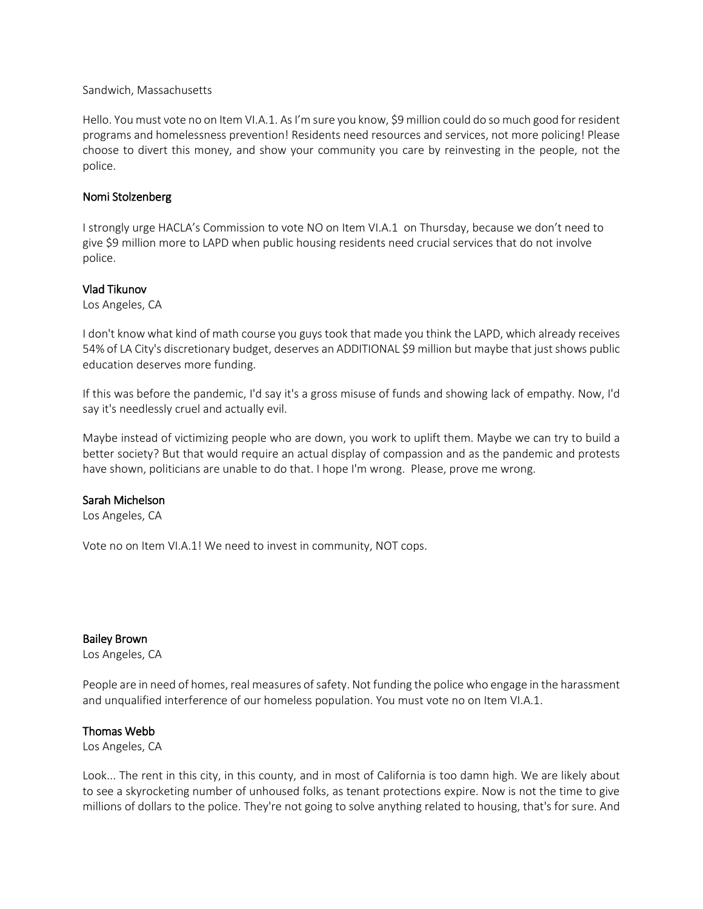Sandwich, Massachusetts

Hello. You must vote no on Item VI.A.1. As I'm sure you know, $9 million could do so much good for resident programs and homelessness prevention! Residents need resources and services, not more policing! Please choose to divert this money, and show your community you care by reinvesting in the people, not the police.

#### Nomi Stolzenberg

I strongly urge HACLA's Commission to vote NO on Item VI.A.1 on Thursday, because we don't need to give $9 million more to LAPD when public housing residents need crucial services that do not involve police.

#### Vlad Tikunov

Los Angeles, CA

I don't know what kind of math course you guys took that made you think the LAPD, which already receives 54% of LA City's discretionary budget, deserves an ADDITIONAL $9 million but maybe that just shows public education deserves more funding.

If this was before the pandemic, I'd say it's a gross misuse of funds and showing lack of empathy. Now, I'd say it's needlessly cruel and actually evil.

Maybe instead of victimizing people who are down, you work to uplift them. Maybe we can try to build a better society? But that would require an actual display of compassion and as the pandemic and protests have shown, politicians are unable to do that. I hope I'm wrong. Please, prove me wrong.

#### Sarah Michelson

Los Angeles, CA

Vote no on Item VI.A.1! We need to invest in community, NOT cops.

#### Bailey Brown

Los Angeles, CA

People are in need of homes, real measures of safety. Not funding the police who engage in the harassment and unqualified interference of our homeless population. You must vote no on Item VI.A.1.

#### Thomas Webb

Los Angeles, CA

Look... The rent in this city, in this county, and in most of California is too damn high. We are likely about to see a skyrocketing number of unhoused folks, as tenant protections expire. Now is not the time to give millions of dollars to the police. They're not going to solve anything related to housing, that's for sure. And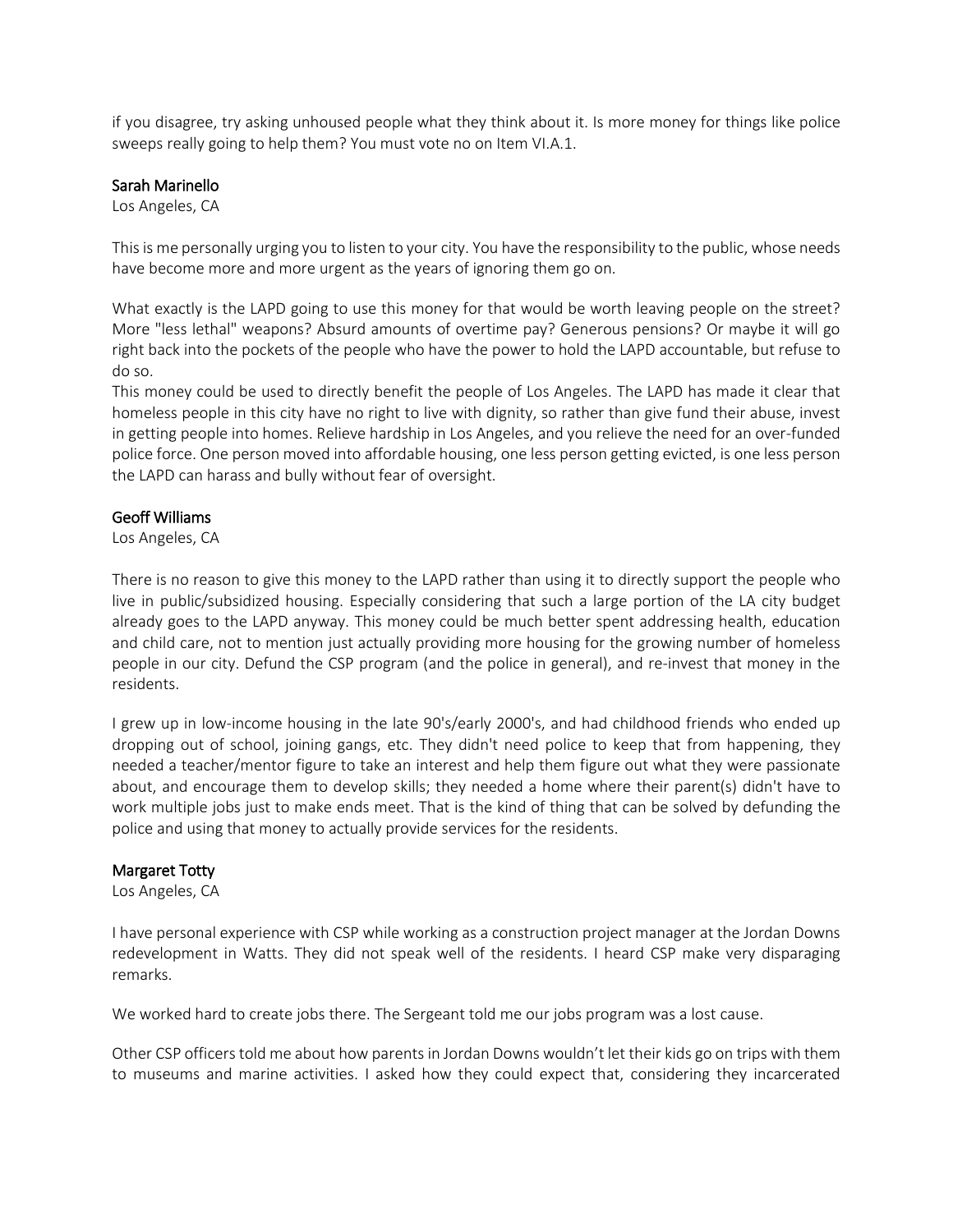if you disagree, try asking unhoused people what they think about it. Is more money for things like police sweeps really going to help them? You must vote no on Item VI.A.1.

Sarah Marinello

Los Angeles, CA

This is me personally urging you to listen to your city. You have the responsibility to the public, whose needs have become more and more urgent as the years of ignoring them go on.

What exactly is the LAPD going to use this money for that would be worth leaving people on the street? More "less lethal" weapons? Absurd amounts of overtime pay? Generous pensions? Or maybe it will go right back into the pockets of the people who have the power to hold the LAPD accountable, but refuse to do so.

This money could be used to directly benefit the people of Los Angeles. The LAPD has made it clear that homeless people in this city have no right to live with dignity, so rather than give fund their abuse, invest in getting people into homes. Relieve hardship in Los Angeles, and you relieve the need for an over-funded police force. One person moved into affordable housing, one less person getting evicted, is one less person the LAPD can harass and bully without fear of oversight.

Geoff Williams

Los Angeles, CA

There is no reason to give this money to the LAPD rather than using it to directly support the people who live in public/subsidized housing. Especially considering that such a large portion of the LA city budget already goes to the LAPD anyway. This money could be much better spent addressing health, education and child care, not to mention just actually providing more housing for the growing number of homeless people in our city. Defund the CSP program (and the police in general), and re-invest that money in the residents.

I grew up in low-income housing in the late 90's/early 2000's, and had childhood friends who ended up dropping out of school, joining gangs, etc. They didn't need police to keep that from happening, they needed a teacher/mentor figure to take an interest and help them figure out what they were passionate about, and encourage them to develop skills; they needed a home where their parent(s) didn't have to work multiple jobs just to make ends meet. That is the kind of thing that can be solved by defunding the police and using that money to actually provide services for the residents.

Margaret Totty

Los Angeles, CA

I have personal experience with CSP while working as a construction project manager at the Jordan Downs redevelopment in Watts. They did not speak well of the residents. I heard CSP make very disparaging remarks.

We worked hard to create jobs there. The Sergeant told me our jobs program was a lost cause.

Other CSP officers told me about how parents in Jordan Downs wouldn't let their kids go on trips with them to museums and marine activities. I asked how they could expect that, considering they incarcerated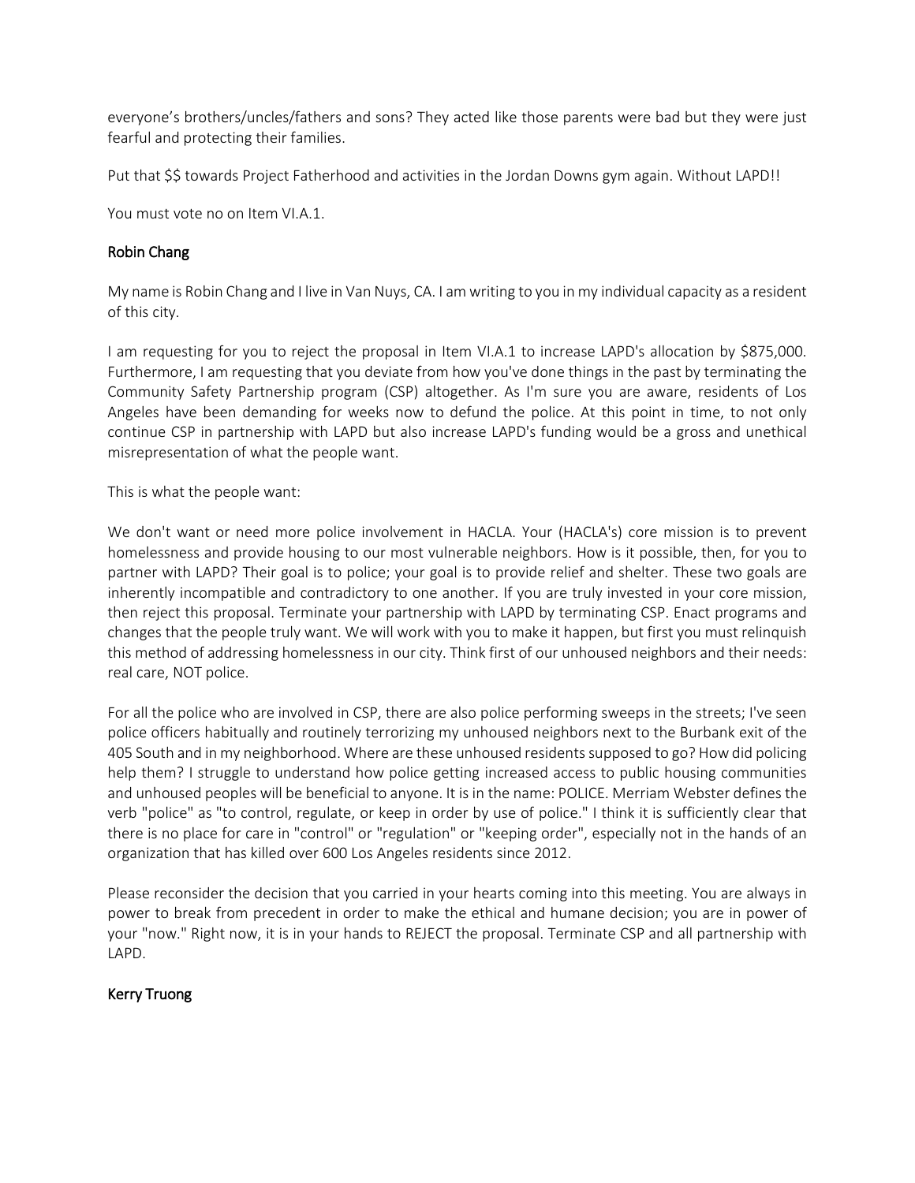everyone's brothers/uncles/fathers and sons? They acted like those parents were bad but they were just fearful and protecting their families.

Put that $$ towards Project Fatherhood and activities in the Jordan Downs gym again. Without LAPD!!

You must vote no on Item VI.A.1.

### Robin Chang

My name is Robin Chang and I live in Van Nuys, CA. I am writing to you in my individual capacity as a resident of this city.

I am requesting for you to reject the proposal in Item VI.A.1 to increase LAPD's allocation by $875,000. Furthermore, I am requesting that you deviate from how you've done things in the past by terminating the Community Safety Partnership program (CSP) altogether. As I'm sure you are aware, residents of Los Angeles have been demanding for weeks now to defund the police. At this point in time, to not only continue CSP in partnership with LAPD but also increase LAPD's funding would be a gross and unethical misrepresentation of what the people want.

This is what the people want:

We don't want or need more police involvement in HACLA. Your (HACLA's) core mission is to prevent homelessness and provide housing to our most vulnerable neighbors. How is it possible, then, for you to partner with LAPD? Their goal is to police; your goal is to provide relief and shelter. These two goals are inherently incompatible and contradictory to one another. If you are truly invested in your core mission, then reject this proposal. Terminate your partnership with LAPD by terminating CSP. Enact programs and changes that the people truly want. We will work with you to make it happen, but first you must relinquish this method of addressing homelessness in our city. Think first of our unhoused neighbors and their needs: real care, NOT police.

For all the police who are involved in CSP, there are also police performing sweeps in the streets; I've seen police officers habitually and routinely terrorizing my unhoused neighbors next to the Burbank exit of the 405 South and in my neighborhood. Where are these unhoused residents supposed to go? How did policing help them? I struggle to understand how police getting increased access to public housing communities and unhoused peoples will be beneficial to anyone. It is in the name: POLICE. Merriam Webster defines the verb "police" as "to control, regulate, or keep in order by use of police." I think it is sufficiently clear that there is no place for care in "control" or "regulation" or "keeping order", especially not in the hands of an organization that has killed over 600 Los Angeles residents since 2012.

Please reconsider the decision that you carried in your hearts coming into this meeting. You are always in power to break from precedent in order to make the ethical and humane decision; you are in power of your "now." Right now, it is in your hands to REJECT the proposal. Terminate CSP and all partnership with LAPD.

### Kerry Truong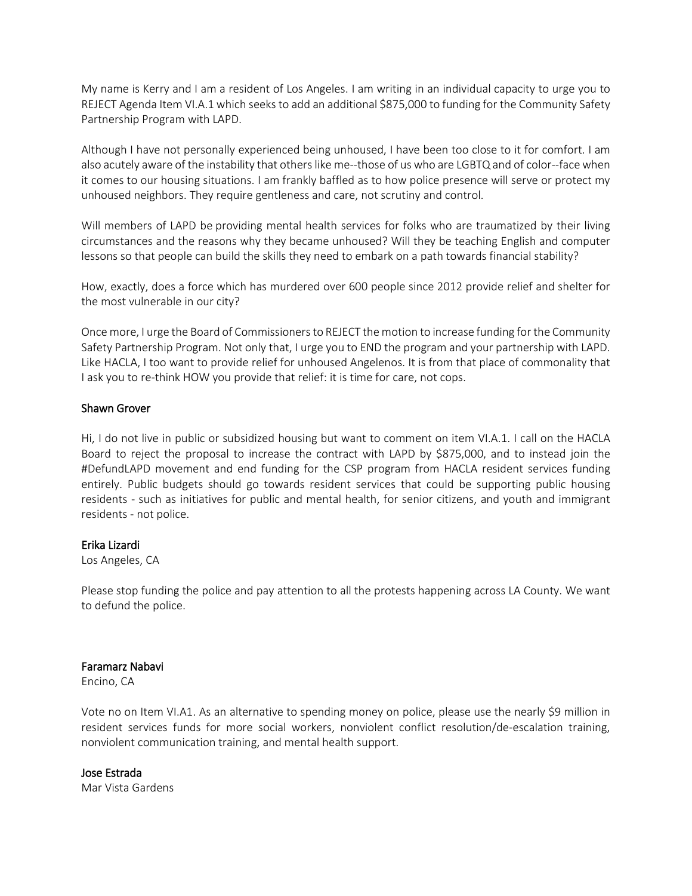My name is Kerry and I am a resident of Los Angeles. I am writing in an individual capacity to urge you to REJECT Agenda Item VI.A.1 which seeks to add an additional $875,000 to funding for the Community Safety Partnership Program with LAPD.

Although I have not personally experienced being unhoused, I have been too close to it for comfort. I am also acutely aware of the instability that others like me--those of us who are LGBTQ and of color--face when it comes to our housing situations. I am frankly baffled as to how police presence will serve or protect my unhoused neighbors. They require gentleness and care, not scrutiny and control.

Will members of LAPD be providing mental health services for folks who are traumatized by their living circumstances and the reasons why they became unhoused? Will they be teaching English and computer lessons so that people can build the skills they need to embark on a path towards financial stability?

How, exactly, does a force which has murdered over 600 people since 2012 provide relief and shelter for the most vulnerable in our city?

Once more, I urge the Board of Commissioners to REJECT the motion to increase funding for the Community Safety Partnership Program. Not only that, I urge you to END the program and your partnership with LAPD. Like HACLA, I too want to provide relief for unhoused Angelenos. It is from that place of commonality that I ask you to re-think HOW you provide that relief: it is time for care, not cops.

### Shawn Grover

Hi, I do not live in public or subsidized housing but want to comment on item VI.A.1. I call on the HACLA Board to reject the proposal to increase the contract with LAPD by $875,000, and to instead join the #DefundLAPD movement and end funding for the CSP program from HACLA resident services funding entirely. Public budgets should go towards resident services that could be supporting public housing residents - such as initiatives for public and mental health, for senior citizens, and youth and immigrant residents - not police.

### Erika Lizardi

Los Angeles, CA

Please stop funding the police and pay attention to all the protests happening across LA County. We want to defund the police.

### Faramarz Nabavi

Encino, CA

Vote no on Item VI.A1. As an alternative to spending money on police, please use the nearly $9 million in resident services funds for more social workers, nonviolent conflict resolution/de-escalation training, nonviolent communication training, and mental health support.

### Jose Estrada

Mar Vista Gardens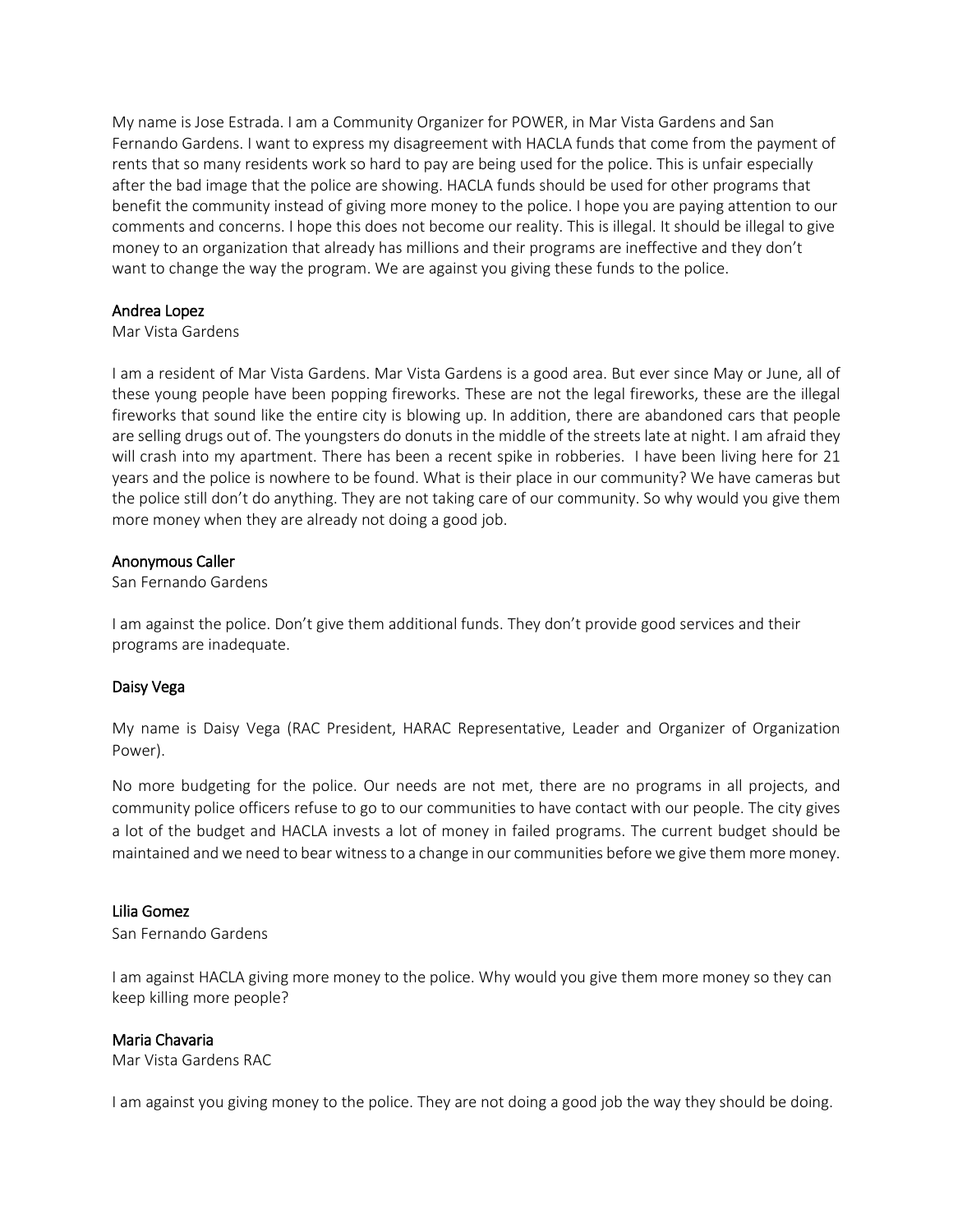My name is Jose Estrada. I am a Community Organizer for POWER, in Mar Vista Gardens and San Fernando Gardens. I want to express my disagreement with HACLA funds that come from the payment of rents that so many residents work so hard to pay are being used for the police. This is unfair especially after the bad image that the police are showing. HACLA funds should be used for other programs that benefit the community instead of giving more money to the police. I hope you are paying attention to our comments and concerns. I hope this does not become our reality. This is illegal. It should be illegal to give money to an organization that already has millions and their programs are ineffective and they don't want to change the way the program. We are against you giving these funds to the police.

**Andrea Lopez**
Mar Vista Gardens

I am a resident of Mar Vista Gardens. Mar Vista Gardens is a good area. But ever since May or June, all of these young people have been popping fireworks. These are not the legal fireworks, these are the illegal fireworks that sound like the entire city is blowing up. In addition, there are abandoned cars that people are selling drugs out of. The youngsters do donuts in the middle of the streets late at night. I am afraid they will crash into my apartment. There has been a recent spike in robberies. I have been living here for 21 years and the police is nowhere to be found. What is their place in our community? We have cameras but the police still don't do anything. They are not taking care of our community. So why would you give them more money when they are already not doing a good job.

**Anonymous Caller**
San Fernando Gardens

I am against the police. Don't give them additional funds. They don't provide good services and their programs are inadequate.

**Daisy Vega**

My name is Daisy Vega (RAC President, HARAC Representative, Leader and Organizer of Organization Power).

No more budgeting for the police. Our needs are not met, there are no programs in all projects, and community police officers refuse to go to our communities to have contact with our people. The city gives a lot of the budget and HACLA invests a lot of money in failed programs. The current budget should be maintained and we need to bear witness to a change in our communities before we give them more money.

**Lilia Gomez**
San Fernando Gardens

I am against HACLA giving more money to the police. Why would you give them more money so they can keep killing more people?

**Maria Chavaria**
Mar Vista Gardens RAC

I am against you giving money to the police. They are not doing a good job the way they should be doing.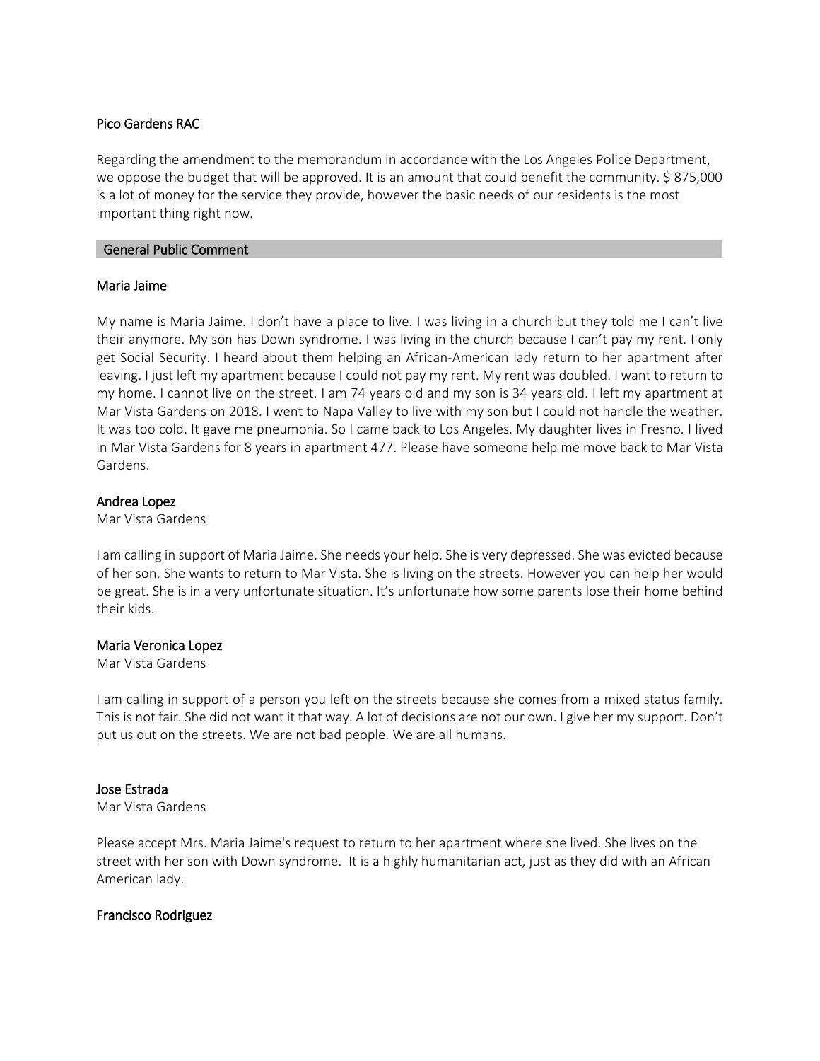### Pico Gardens RAC

Regarding the amendment to the memorandum in accordance with the Los Angeles Police Department, we oppose the budget that will be approved. It is an amount that could benefit the community. $ 875,000 is a lot of money for the service they provide, however the basic needs of our residents is the most important thing right now.

## General Public Comment

### Maria Jaime

My name is Maria Jaime. I don't have a place to live. I was living in a church but they told me I can't live their anymore. My son has Down syndrome. I was living in the church because I can't pay my rent. I only get Social Security. I heard about them helping an African-American lady return to her apartment after leaving. I just left my apartment because I could not pay my rent. My rent was doubled. I want to return to my home. I cannot live on the street. I am 74 years old and my son is 34 years old. I left my apartment at Mar Vista Gardens on 2018. I went to Napa Valley to live with my son but I could not handle the weather. It was too cold. It gave me pneumonia. So I came back to Los Angeles. My daughter lives in Fresno. I lived in Mar Vista Gardens for 8 years in apartment 477. Please have someone help me move back to Mar Vista Gardens.

### Andrea Lopez

Mar Vista Gardens

I am calling in support of Maria Jaime. She needs your help. She is very depressed. She was evicted because of her son. She wants to return to Mar Vista. She is living on the streets. However you can help her would be great. She is in a very unfortunate situation. It's unfortunate how some parents lose their home behind their kids.

### Maria Veronica Lopez

Mar Vista Gardens

I am calling in support of a person you left on the streets because she comes from a mixed status family. This is not fair. She did not want it that way. A lot of decisions are not our own. I give her my support. Don't put us out on the streets. We are not bad people. We are all humans.

### Jose Estrada

Mar Vista Gardens

Please accept Mrs. Maria Jaime's request to return to her apartment where she lived. She lives on the street with her son with Down syndrome. It is a highly humanitarian act, just as they did with an African American lady.

### Francisco Rodriguez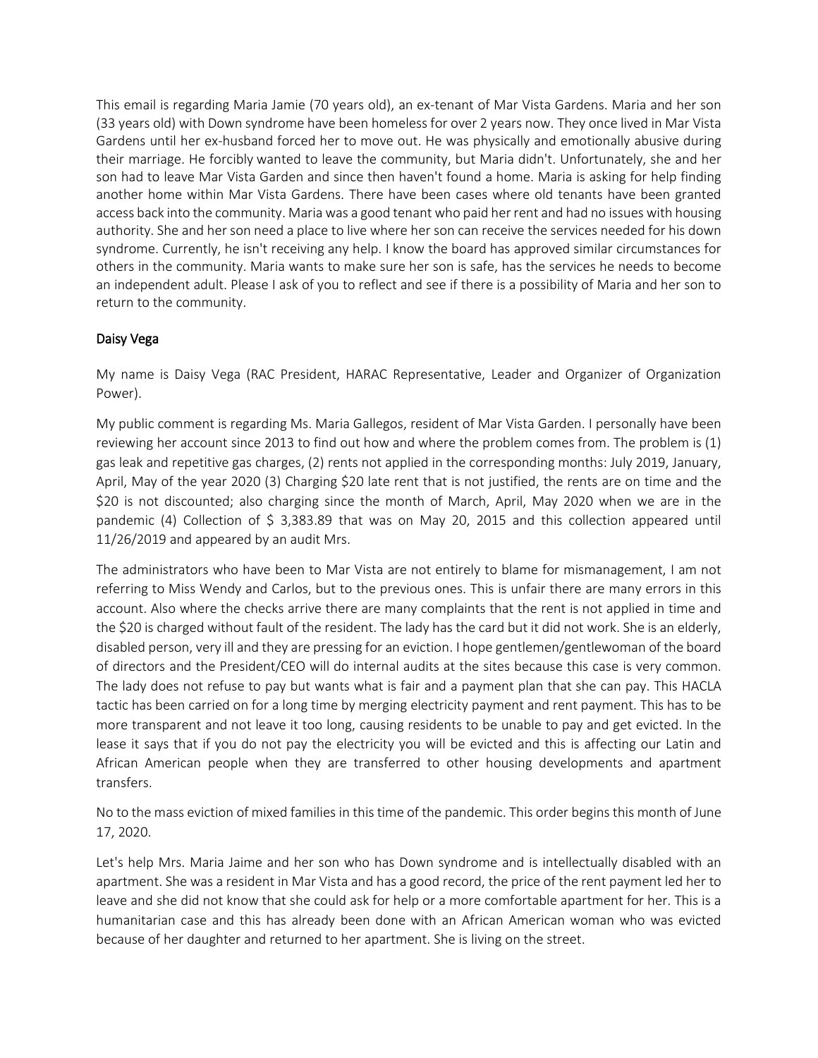This email is regarding Maria Jamie (70 years old), an ex-tenant of Mar Vista Gardens. Maria and her son (33 years old) with Down syndrome have been homeless for over 2 years now. They once lived in Mar Vista Gardens until her ex-husband forced her to move out. He was physically and emotionally abusive during their marriage. He forcibly wanted to leave the community, but Maria didn't. Unfortunately, she and her son had to leave Mar Vista Garden and since then haven't found a home. Maria is asking for help finding another home within Mar Vista Gardens. There have been cases where old tenants have been granted access back into the community. Maria was a good tenant who paid her rent and had no issues with housing authority. She and her son need a place to live where her son can receive the services needed for his down syndrome. Currently, he isn't receiving any help. I know the board has approved similar circumstances for others in the community. Maria wants to make sure her son is safe, has the services he needs to become an independent adult. Please I ask of you to reflect and see if there is a possibility of Maria and her son to return to the community.

## Daisy Vega

My name is Daisy Vega (RAC President, HARAC Representative, Leader and Organizer of Organization Power).

My public comment is regarding Ms. Maria Gallegos, resident of Mar Vista Garden. I personally have been reviewing her account since 2013 to find out how and where the problem comes from. The problem is (1) gas leak and repetitive gas charges, (2) rents not applied in the corresponding months: July 2019, January, April, May of the year 2020 (3) Charging $20 late rent that is not justified, the rents are on time and the $20 is not discounted; also charging since the month of March, April, May 2020 when we are in the pandemic (4) Collection of $ 3,383.89 that was on May 20, 2015 and this collection appeared until 11/26/2019 and appeared by an audit Mrs.

The administrators who have been to Mar Vista are not entirely to blame for mismanagement, I am not referring to Miss Wendy and Carlos, but to the previous ones. This is unfair there are many errors in this account. Also where the checks arrive there are many complaints that the rent is not applied in time and the $20 is charged without fault of the resident. The lady has the card but it did not work. She is an elderly, disabled person, very ill and they are pressing for an eviction. I hope gentlemen/gentlewoman of the board of directors and the President/CEO will do internal audits at the sites because this case is very common. The lady does not refuse to pay but wants what is fair and a payment plan that she can pay. This HACLA tactic has been carried on for a long time by merging electricity payment and rent payment. This has to be more transparent and not leave it too long, causing residents to be unable to pay and get evicted. In the lease it says that if you do not pay the electricity you will be evicted and this is affecting our Latin and African American people when they are transferred to other housing developments and apartment transfers.

No to the mass eviction of mixed families in this time of the pandemic. This order begins this month of June 17, 2020.

Let's help Mrs. Maria Jaime and her son who has Down syndrome and is intellectually disabled with an apartment. She was a resident in Mar Vista and has a good record, the price of the rent payment led her to leave and she did not know that she could ask for help or a more comfortable apartment for her. This is a humanitarian case and this has already been done with an African American woman who was evicted because of her daughter and returned to her apartment. She is living on the street.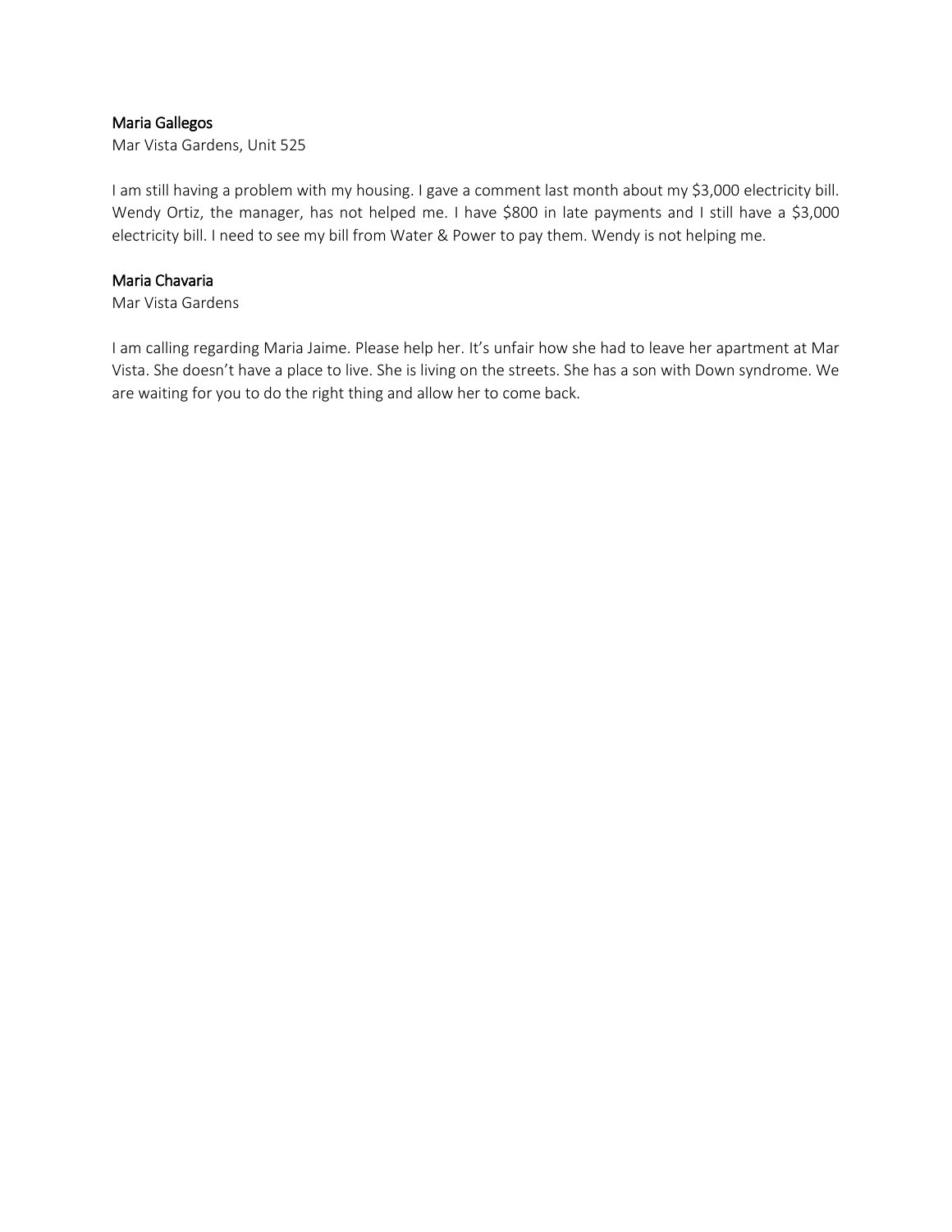Maria Gallegos
Mar Vista Gardens, Unit 525

I am still having a problem with my housing. I gave a comment last month about my $3,000 electricity bill. Wendy Ortiz, the manager, has not helped me. I have $800 in late payments and I still have a $3,000 electricity bill. I need to see my bill from Water & Power to pay them. Wendy is not helping me.

Maria Chavaria
Mar Vista Gardens

I am calling regarding Maria Jaime. Please help her. It's unfair how she had to leave her apartment at Mar Vista. She doesn't have a place to live. She is living on the streets. She has a son with Down syndrome. We are waiting for you to do the right thing and allow her to come back.